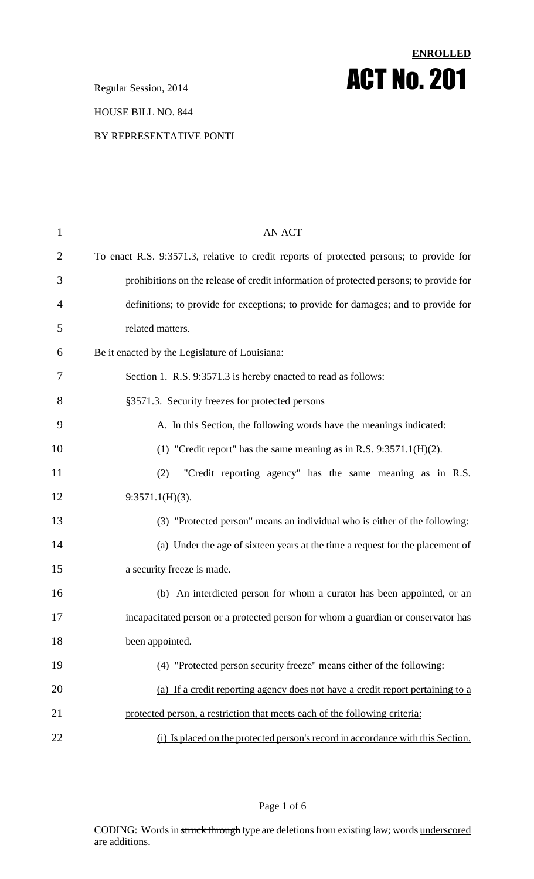**ENROLLED**

# ACT No. 201

Regular Session, 2014

HOUSE BILL NO. 844

BY REPRESENTATIVE PONTI

AN ACT

To enact R.S. 9:3571.3, relative to credit reports of protected persons; to provide for prohibitions on the release of credit information of protected persons; to provide for definitions; to provide for exceptions; to provide for damages; and to provide for related matters.

Be it enacted by the Legislature of Louisiana:

Section 1. R.S. 9:3571.3 is hereby enacted to read as follows:

§3571.3. Security freezes for protected persons

A. In this Section, the following words have the meanings indicated:

(1) "Credit report" has the same meaning as in R.S. 9:3571.1(H)(2).

(2) "Credit reporting agency" has the same meaning as in R.S. 9:3571.1(H)(3).

(3) "Protected person" means an individual who is either of the following:

(a) Under the age of sixteen years at the time a request for the placement of a security freeze is made.

(b) An interdicted person for whom a curator has been appointed, or an incapacitated person or a protected person for whom a guardian or conservator has been appointed.

(4) "Protected person security freeze" means either of the following:

(a) If a credit reporting agency does not have a credit report pertaining to a protected person, a restriction that meets each of the following criteria:

(i) Is placed on the protected person's record in accordance with this Section.

CODING: Words in ~~struck through~~ type are deletions from existing law; words underscored are additions.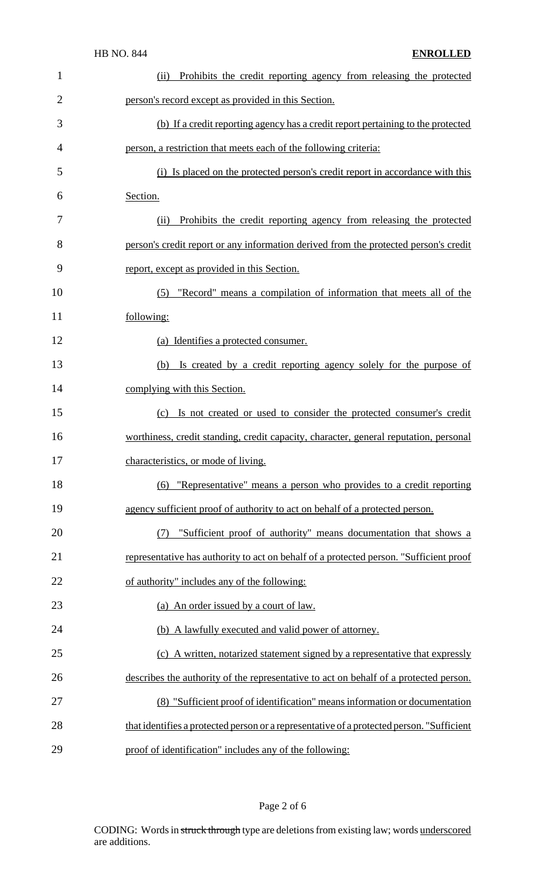(ii) Prohibits the credit reporting agency from releasing the protected person's record except as provided in this Section.

(b) If a credit reporting agency has a credit report pertaining to the protected person, a restriction that meets each of the following criteria:

(i) Is placed on the protected person's credit report in accordance with this Section.

(ii) Prohibits the credit reporting agency from releasing the protected person's credit report or any information derived from the protected person's credit report, except as provided in this Section.

(5) "Record" means a compilation of information that meets all of the following:

(a) Identifies a protected consumer.

(b) Is created by a credit reporting agency solely for the purpose of complying with this Section.

(c) Is not created or used to consider the protected consumer's credit worthiness, credit standing, credit capacity, character, general reputation, personal characteristics, or mode of living.

(6) "Representative" means a person who provides to a credit reporting agency sufficient proof of authority to act on behalf of a protected person.

(7) "Sufficient proof of authority" means documentation that shows a representative has authority to act on behalf of a protected person. "Sufficient proof of authority" includes any of the following:

(a) An order issued by a court of law.

(b) A lawfully executed and valid power of attorney.

(c) A written, notarized statement signed by a representative that expressly describes the authority of the representative to act on behalf of a protected person.

(8) "Sufficient proof of identification" means information or documentation that identifies a protected person or a representative of a protected person. "Sufficient proof of identification" includes any of the following: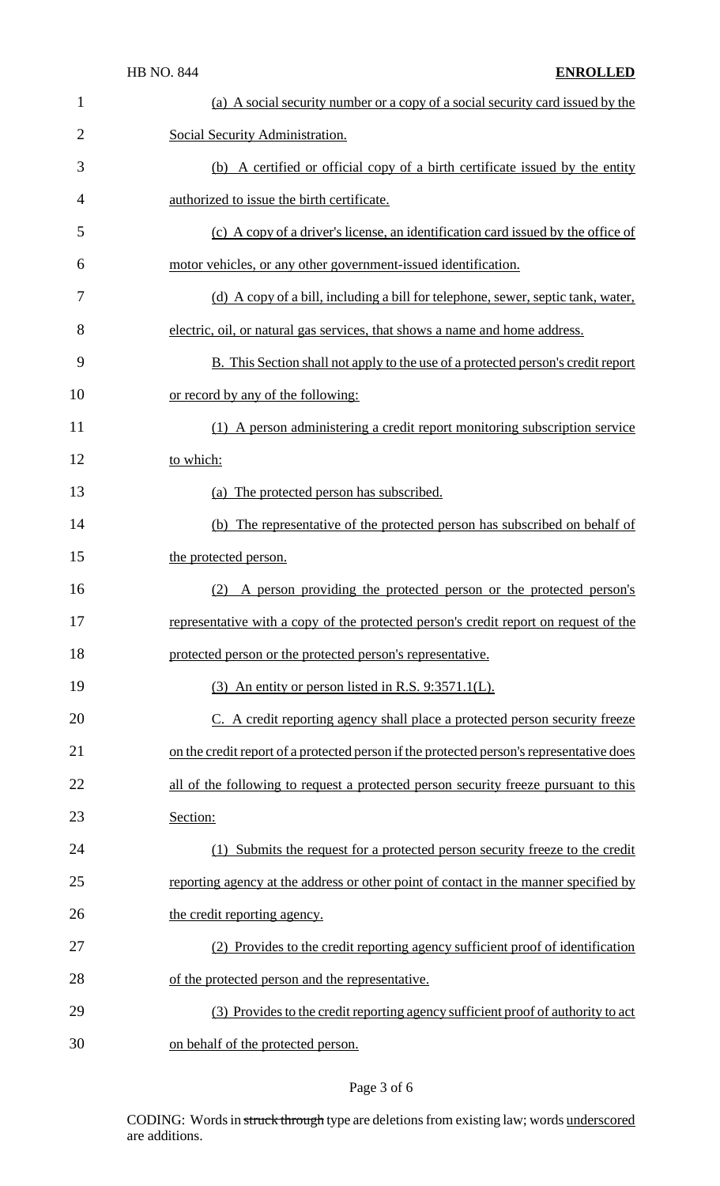(a) A social security number or a copy of a social security card issued by the Social Security Administration.

(b) A certified or official copy of a birth certificate issued by the entity authorized to issue the birth certificate.

(c) A copy of a driver's license, an identification card issued by the office of motor vehicles, or any other government-issued identification.

(d) A copy of a bill, including a bill for telephone, sewer, septic tank, water, electric, oil, or natural gas services, that shows a name and home address.

B. This Section shall not apply to the use of a protected person's credit report or record by any of the following:

(1) A person administering a credit report monitoring subscription service to which:

(a) The protected person has subscribed.

(b) The representative of the protected person has subscribed on behalf of the protected person.

(2) A person providing the protected person or the protected person's representative with a copy of the protected person's credit report on request of the protected person or the protected person's representative.

(3) An entity or person listed in R.S. 9:3571.1(L).

C. A credit reporting agency shall place a protected person security freeze on the credit report of a protected person if the protected person's representative does all of the following to request a protected person security freeze pursuant to this Section:

(1) Submits the request for a protected person security freeze to the credit reporting agency at the address or other point of contact in the manner specified by the credit reporting agency.

(2) Provides to the credit reporting agency sufficient proof of identification of the protected person and the representative.

(3) Provides to the credit reporting agency sufficient proof of authority to act on behalf of the protected person.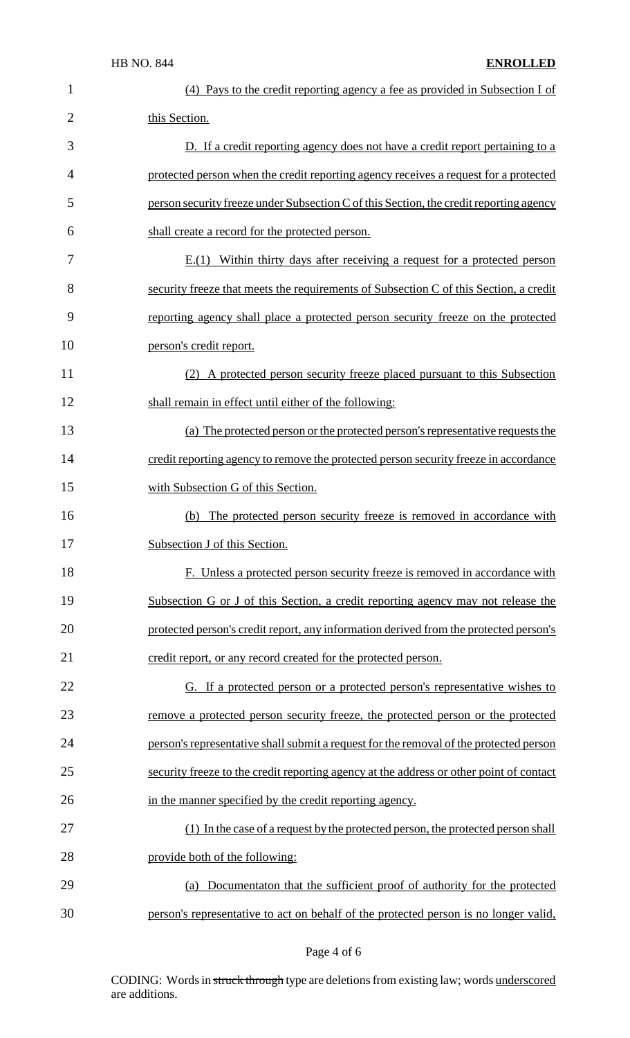(4) Pays to the credit reporting agency a fee as provided in Subsection I of this Section.

D. If a credit reporting agency does not have a credit report pertaining to a protected person when the credit reporting agency receives a request for a protected person security freeze under Subsection C of this Section, the credit reporting agency shall create a record for the protected person.

E.(1) Within thirty days after receiving a request for a protected person security freeze that meets the requirements of Subsection C of this Section, a credit reporting agency shall place a protected person security freeze on the protected person's credit report.

(2) A protected person security freeze placed pursuant to this Subsection shall remain in effect until either of the following:

(a) The protected person or the protected person's representative requests the credit reporting agency to remove the protected person security freeze in accordance with Subsection G of this Section.

(b) The protected person security freeze is removed in accordance with Subsection J of this Section.

F. Unless a protected person security freeze is removed in accordance with Subsection G or J of this Section, a credit reporting agency may not release the protected person's credit report, any information derived from the protected person's credit report, or any record created for the protected person.

G. If a protected person or a protected person's representative wishes to remove a protected person security freeze, the protected person or the protected person's representative shall submit a request for the removal of the protected person security freeze to the credit reporting agency at the address or other point of contact in the manner specified by the credit reporting agency.

(1) In the case of a request by the protected person, the protected person shall provide both of the following:

(a) Documentaton that the sufficient proof of authority for the protected person's representative to act on behalf of the protected person is no longer valid.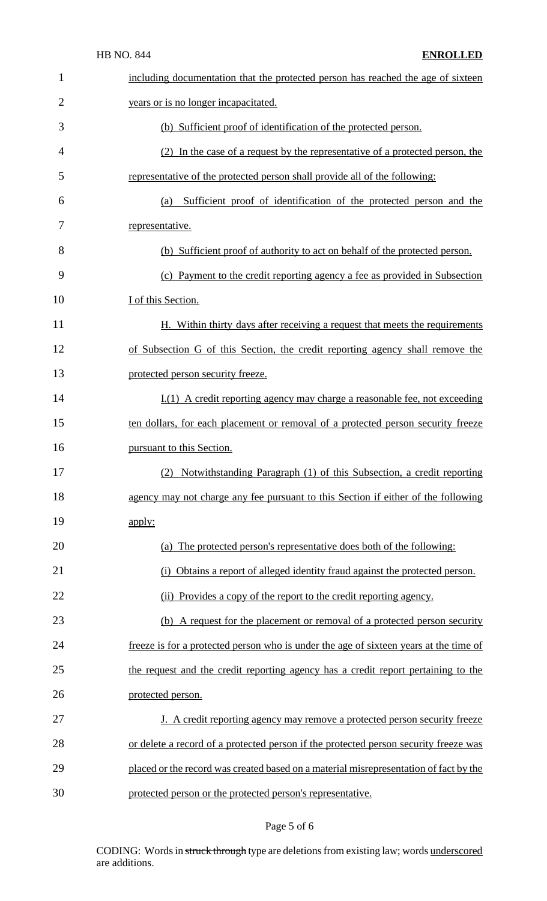including documentation that the protected person has reached the age of sixteen years or is no longer incapacitated.

(b) Sufficient proof of identification of the protected person.

(2) In the case of a request by the representative of a protected person, the representative of the protected person shall provide all of the following:

(a) Sufficient proof of identification of the protected person and the representative.

(b) Sufficient proof of authority to act on behalf of the protected person.

(c) Payment to the credit reporting agency a fee as provided in Subsection I of this Section.

H. Within thirty days after receiving a request that meets the requirements of Subsection G of this Section, the credit reporting agency shall remove the protected person security freeze.

I.(1) A credit reporting agency may charge a reasonable fee, not exceeding ten dollars, for each placement or removal of a protected person security freeze pursuant to this Section.

(2) Notwithstanding Paragraph (1) of this Subsection, a credit reporting agency may not charge any fee pursuant to this Section if either of the following apply:

(a) The protected person's representative does both of the following:

(i) Obtains a report of alleged identity fraud against the protected person.

(ii) Provides a copy of the report to the credit reporting agency.

(b) A request for the placement or removal of a protected person security freeze is for a protected person who is under the age of sixteen years at the time of the request and the credit reporting agency has a credit report pertaining to the protected person.

J. A credit reporting agency may remove a protected person security freeze or delete a record of a protected person if the protected person security freeze was placed or the record was created based on a material misrepresentation of fact by the protected person or the protected person's representative.

CODING: Words in ~~struck through~~ type are deletions from existing law; words underscored are additions.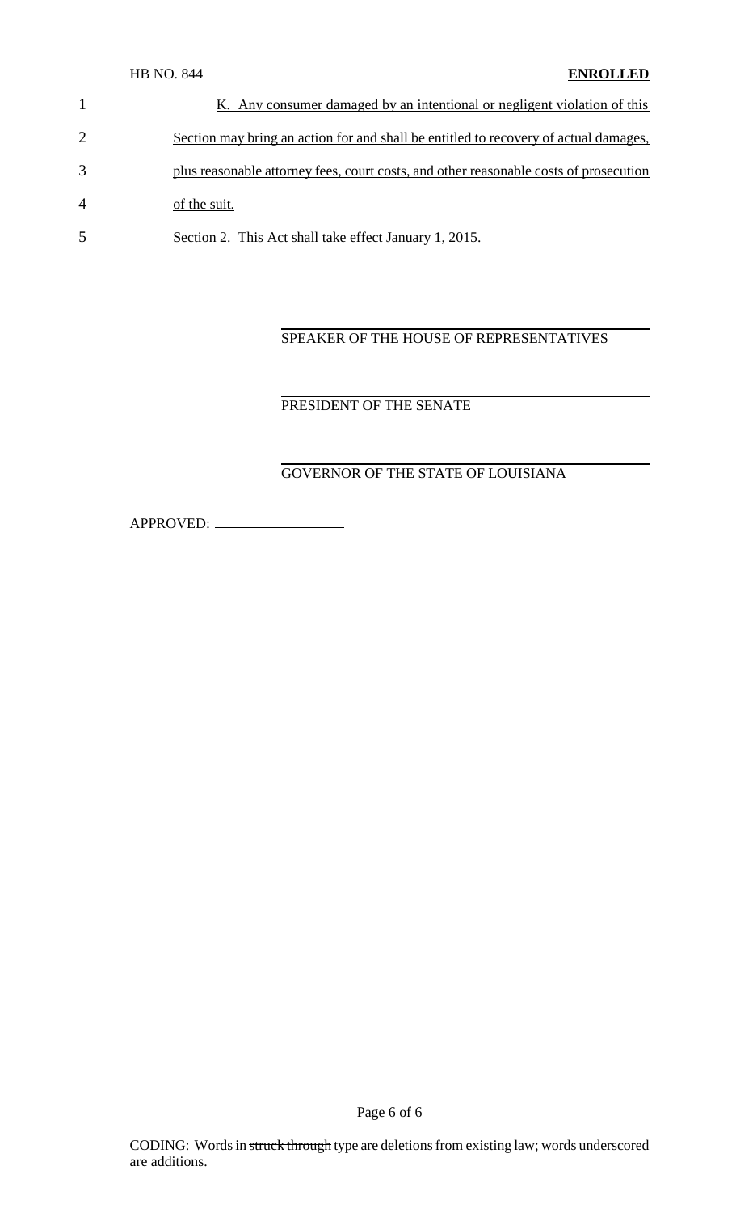K. Any consumer damaged by an intentional or negligent violation of this Section may bring an action for and shall be entitled to recovery of actual damages, plus reasonable attorney fees, court costs, and other reasonable costs of prosecution of the suit.

Section 2. This Act shall take effect January 1, 2015.

SPEAKER OF THE HOUSE OF REPRESENTATIVES

PRESIDENT OF THE SENATE

GOVERNOR OF THE STATE OF LOUISIANA

APPROVED: \_\_\_\_\_\_\_\_\_\_\_\_\_\_\_\_\_\_

CODING: Words in ~~struck through~~ type are deletions from existing law; words underscored are additions.